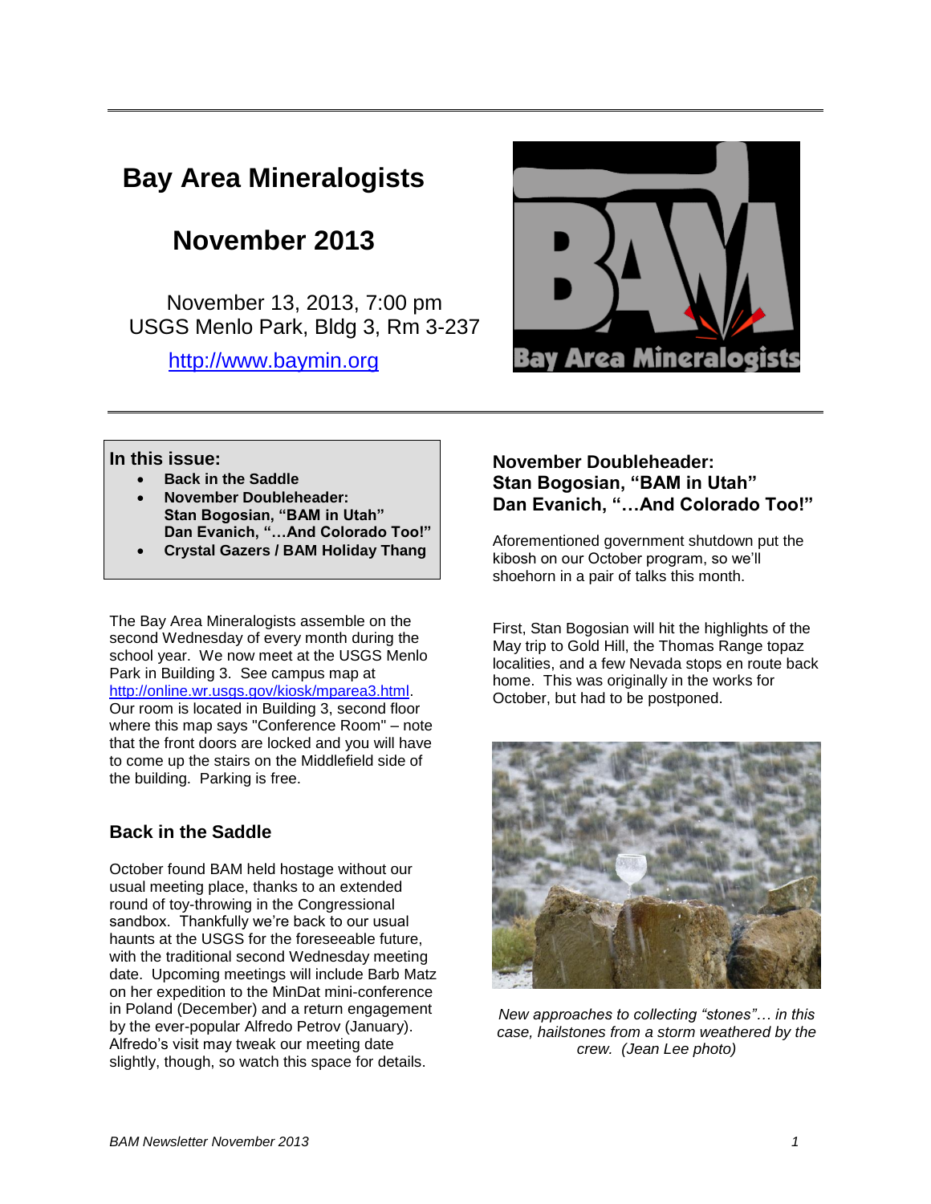# Bay Area Mineralogists

## November 2013

November 13, 2013, 7:00 pm
USGS Menlo Park, Bldg 3, Rm 3-237

http://www.baymin.org

**In this issue:**

- **Back in the Saddle**
- **November Doubleheader: Stan Bogosian, "BAM in Utah" Dan Evanich, "…And Colorado Too!"**
- **Crystal Gazers / BAM Holiday Thang**

The Bay Area Mineralogists assemble on the second Wednesday of every month during the school year. We now meet at the USGS Menlo Park in Building 3. See campus map at http://online.wr.usgs.gov/kiosk/mparea3.html. Our room is located in Building 3, second floor where this map says "Conference Room" – note that the front doors are locked and you will have to come up the stairs on the Middlefield side of the building. Parking is free.

### Back in the Saddle

October found BAM held hostage without our usual meeting place, thanks to an extended round of toy-throwing in the Congressional sandbox. Thankfully we're back to our usual haunts at the USGS for the foreseeable future, with the traditional second Wednesday meeting date. Upcoming meetings will include Barb Matz on her expedition to the MinDat mini-conference in Poland (December) and a return engagement by the ever-popular Alfredo Petrov (January). Alfredo's visit may tweak our meeting date slightly, though, so watch this space for details.

### November Doubleheader: Stan Bogosian, "BAM in Utah" Dan Evanich, "…And Colorado Too!"

Aforementioned government shutdown put the kibosh on our October program, so we'll shoehorn in a pair of talks this month.

First, Stan Bogosian will hit the highlights of the May trip to Gold Hill, the Thomas Range topaz localities, and a few Nevada stops en route back home. This was originally in the works for October, but had to be postponed.

*New approaches to collecting "stones"… in this case, hailstones from a storm weathered by the crew. (Jean Lee photo)*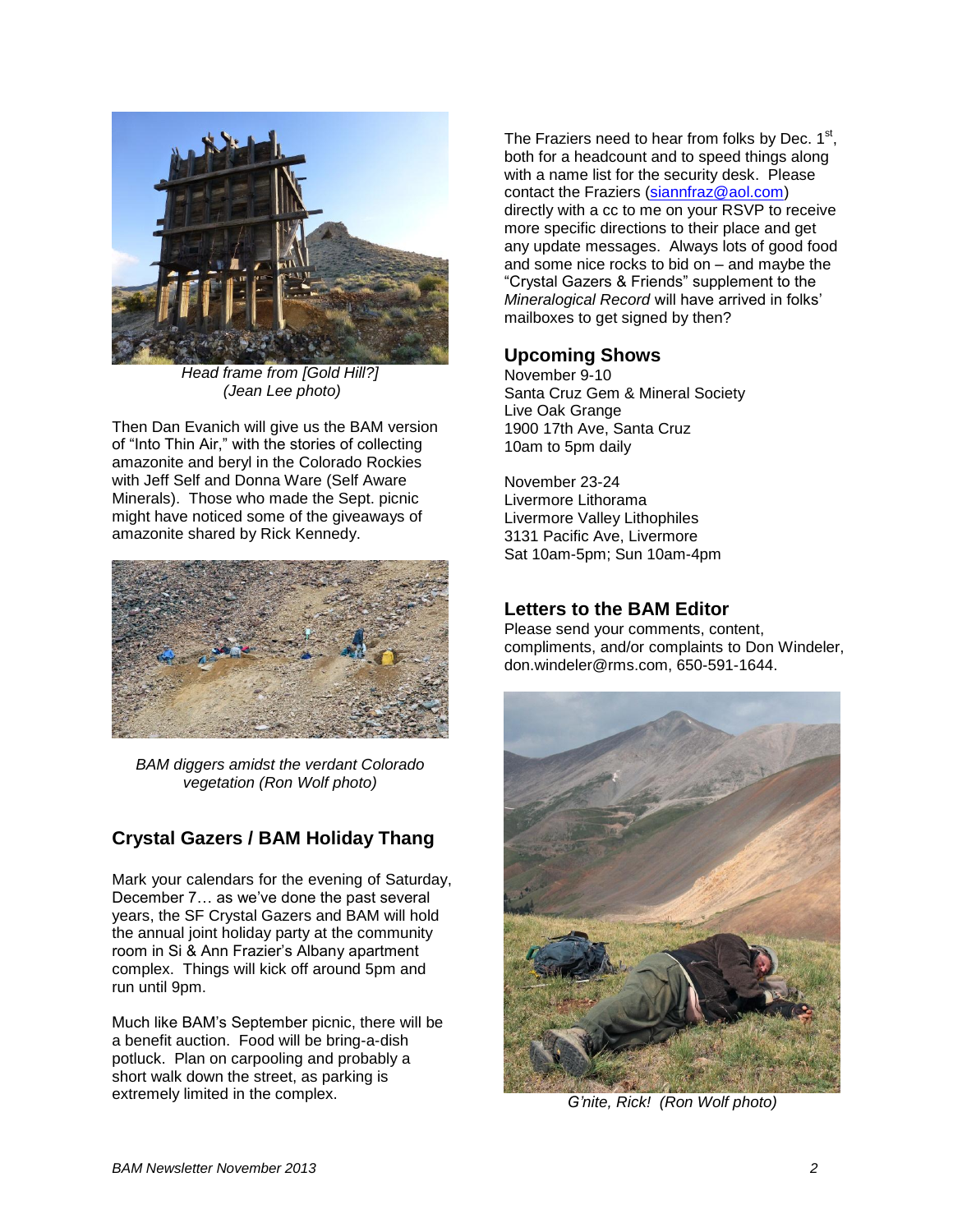*Head frame from [Gold Hill?] (Jean Lee photo)*

Then Dan Evanich will give us the BAM version of “Into Thin Air,” with the stories of collecting amazonite and beryl in the Colorado Rockies with Jeff Self and Donna Ware (Self Aware Minerals). Those who made the Sept. picnic might have noticed some of the giveaways of amazonite shared by Rick Kennedy.

*BAM diggers amidst the verdant Colorado vegetation (Ron Wolf photo)*

## Crystal Gazers / BAM Holiday Thang

Mark your calendars for the evening of Saturday, December 7… as we’ve done the past several years, the SF Crystal Gazers and BAM will hold the annual joint holiday party at the community room in Si & Ann Frazier’s Albany apartment complex. Things will kick off around 5pm and run until 9pm.

Much like BAM’s September picnic, there will be a benefit auction. Food will be bring-a-dish potluck. Plan on carpooling and probably a short walk down the street, as parking is extremely limited in the complex.

The Fraziers need to hear from folks by Dec. 1st, both for a headcount and to speed things along with a name list for the security desk. Please contact the Fraziers (siannfraz@aol.com) directly with a cc to me on your RSVP to receive more specific directions to their place and get any update messages. Always lots of good food and some nice rocks to bid on – and maybe the “Crystal Gazers & Friends” supplement to the *Mineralogical Record* will have arrived in folks’ mailboxes to get signed by then?

## Upcoming Shows

November 9-10
Santa Cruz Gem & Mineral Society
Live Oak Grange
1900 17th Ave, Santa Cruz
10am to 5pm daily

November 23-24
Livermore Lithorama
Livermore Valley Lithophiles
3131 Pacific Ave, Livermore
Sat 10am-5pm; Sun 10am-4pm

## Letters to the BAM Editor

Please send your comments, content, compliments, and/or complaints to Don Windeler, don.windeler@rms.com, 650-591-1644.

*G’nite, Rick! (Ron Wolf photo)*